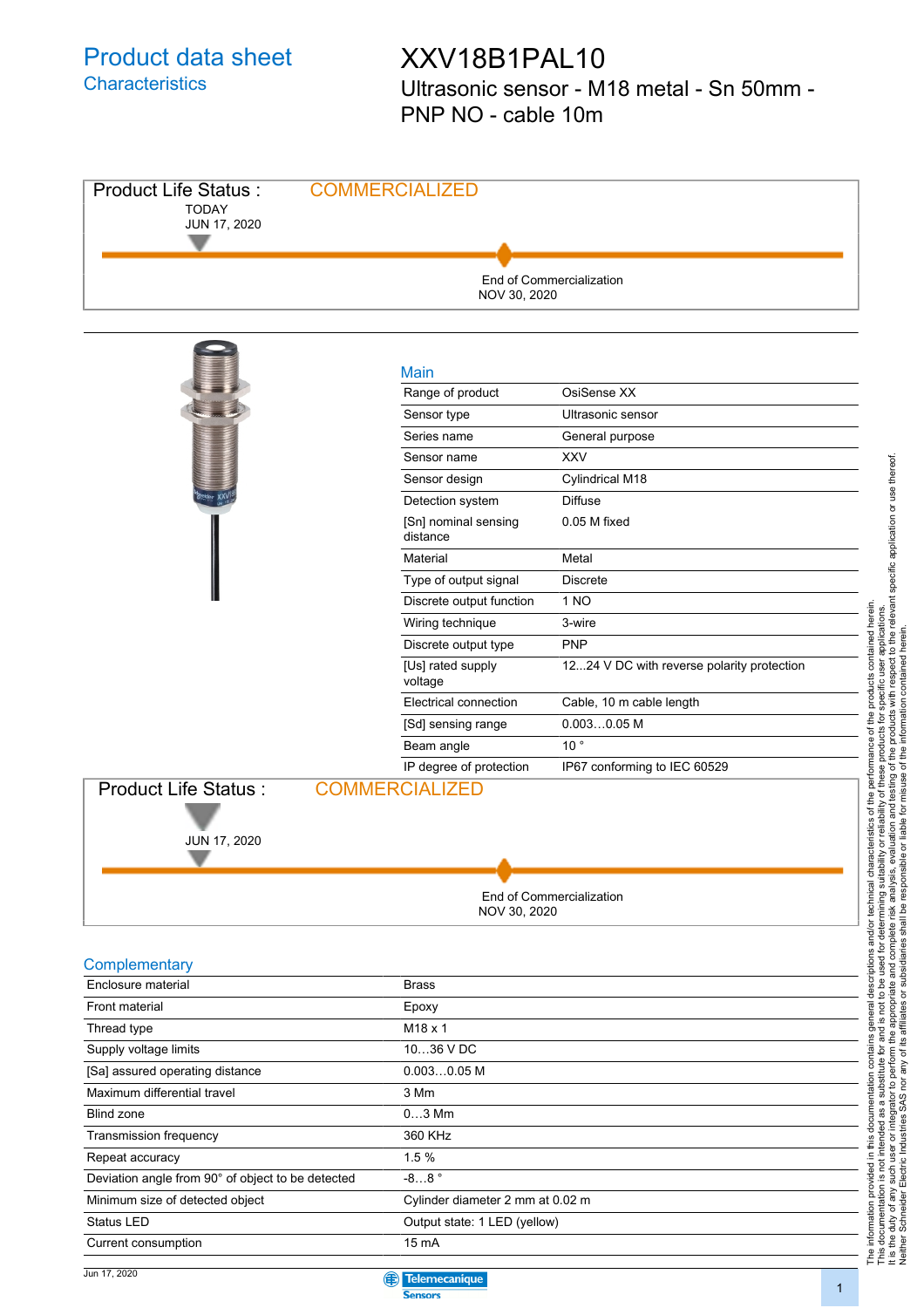# Product data sheet

## Characteristics

# XXV18B1PAL10

Ultrasonic sensor - M18 metal - Sn 50mm - PNP NO - cable 10m

Product Life Status : COMMERCIALIZED

TODAY
JUN 17, 2020

End of Commercialization
NOV 30, 2020

## Main

| | |
|---|---|
| Range of product | OsiSense XX |
| Sensor type | Ultrasonic sensor |
| Series name | General purpose |
| Sensor name | XXV |
| Sensor design | Cylindrical M18 |
| Detection system | Diffuse |
| [Sn] nominal sensing distance | 0.05 M fixed |
| Material | Metal |
| Type of output signal | Discrete |
| Discrete output function | 1 NO |
| Wiring technique | 3-wire |
| Discrete output type | PNP |
| [Us] rated supply voltage | 12...24 V DC with reverse polarity protection |
| Electrical connection | Cable, 10 m cable length |
| [Sd] sensing range | 0.003…0.05 M |
| Beam angle | 10 ° |
| IP degree of protection | IP67 conforming to IEC 60529 |

Product Life Status : COMMERCIALIZED

JUN 17, 2020

End of Commercialization
NOV 30, 2020

## Complementary

| | |
|---|---|
| Enclosure material | Brass |
| Front material | Epoxy |
| Thread type | M18 x 1 |
| Supply voltage limits | 10…36 V DC |
| [Sa] assured operating distance | 0.003…0.05 M |
| Maximum differential travel | 3 Mm |
| Blind zone | 0…3 Mm |
| Transmission frequency | 360 KHz |
| Repeat accuracy | 1.5 % |
| Deviation angle from 90° of object to be detected | -8…8 ° |
| Minimum size of detected object | Cylinder diameter 2 mm at 0.02 m |
| Status LED | Output state: 1 LED (yellow) |
| Current consumption | 15 mA |

The information provided in this documentation contains general descriptions and/or technical characteristics of the performance of the products contained herein. This documentation is not intended as a substitute for and is not to be used for determining suitability or reliability of these products for specific user applications. It is the duty of any such user or integrator to perform the appropriate and complete risk analysis, evaluation and testing of the products with respect to the relevant specific application or use thereof. Neither Schneider Electric Industries SAS nor any of its affiliates or subsidiaries shall be responsible or liable for misuse of the information contained herein.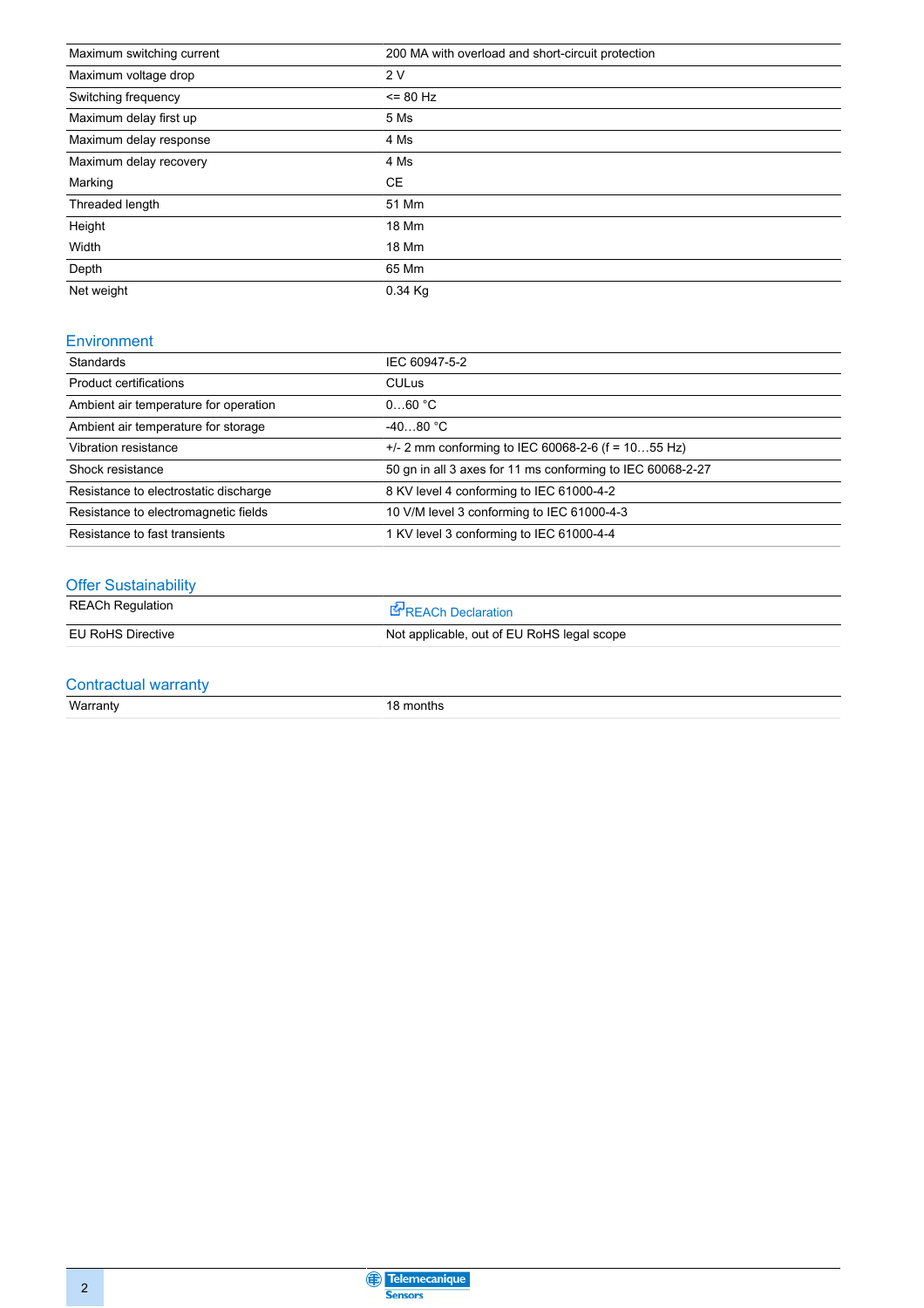| | |
|---|---|
| Maximum switching current | 200 MA with overload and short-circuit protection |
| Maximum voltage drop | 2 V |
| Switching frequency | <= 80 Hz |
| Maximum delay first up | 5 Ms |
| Maximum delay response | 4 Ms |
| Maximum delay recovery | 4 Ms |
| Marking | CE |
| Threaded length | 51 Mm |
| Height | 18 Mm |
| Width | 18 Mm |
| Depth | 65 Mm |
| Net weight | 0.34 Kg |

## Environment

| | |
|---|---|
| Standards | IEC 60947-5-2 |
| Product certifications | CULus |
| Ambient air temperature for operation | 0…60 °C |
| Ambient air temperature for storage | -40…80 °C |
| Vibration resistance | +/- 2 mm conforming to IEC 60068-2-6 (f = 10…55 Hz) |
| Shock resistance | 50 gn in all 3 axes for 11 ms conforming to IEC 60068-2-27 |
| Resistance to electrostatic discharge | 8 KV level 4 conforming to IEC 61000-4-2 |
| Resistance to electromagnetic fields | 10 V/M level 3 conforming to IEC 61000-4-3 |
| Resistance to fast transients | 1 KV level 3 conforming to IEC 61000-4-4 |

## Offer Sustainability

| | |
|---|---|
| REACh Regulation | REACh Declaration |
| EU RoHS Directive | Not applicable, out of EU RoHS legal scope |

## Contractual warranty

| | |
|---|---|
| Warranty | 18 months |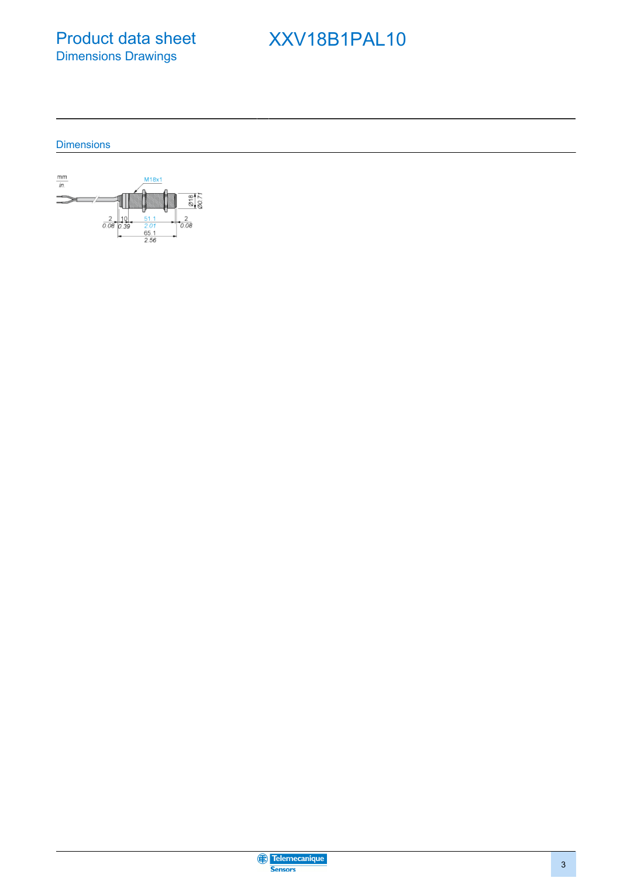# Product data sheet
## Dimensions Drawings

# XXV18B1PAL10

### Dimensions

mm
in

M18x1

Ø18
Ø0.71

2
0.08

10
0.39

51.1
2.01

2
0.08

65.1
2.56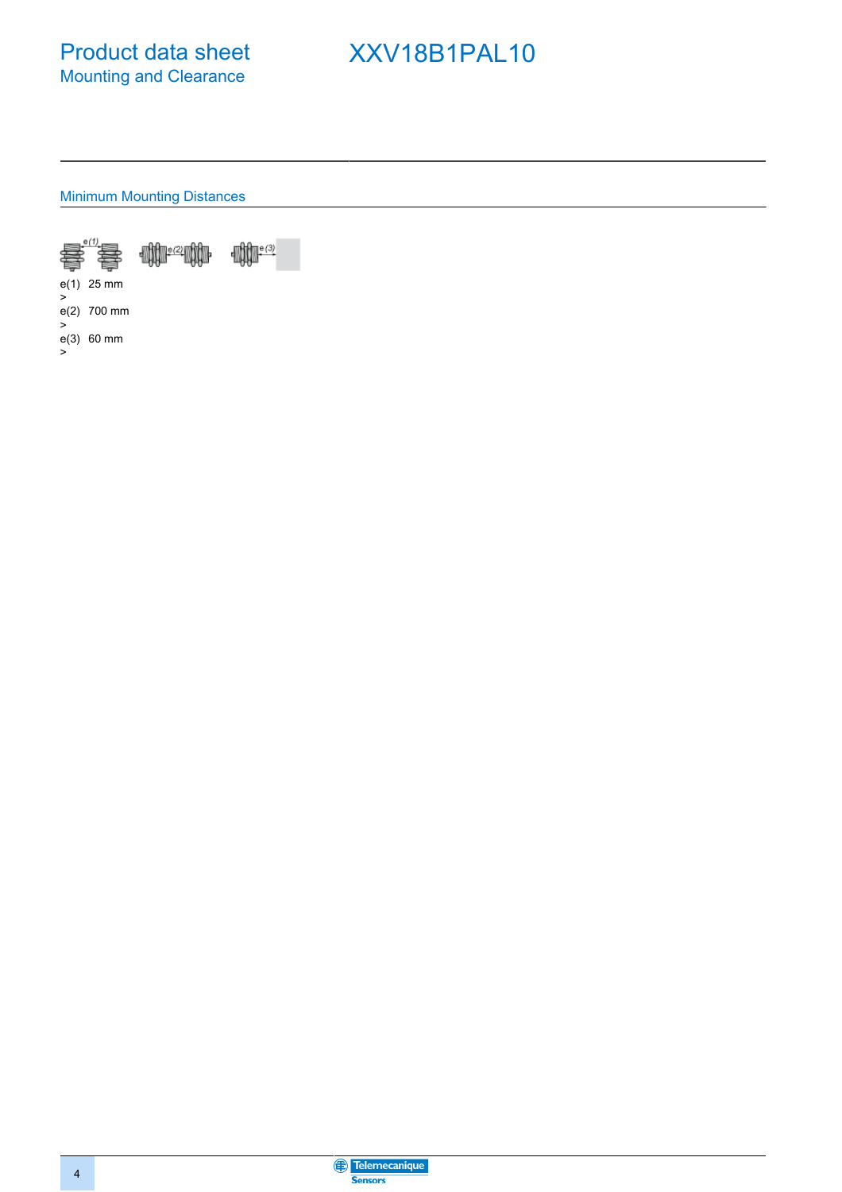# Product data sheet
## Mounting and Clearance

# XXV18B1PAL10

### Minimum Mounting Distances

| | |
|---|---|
| e(1) > | 25 mm |
| e(2) > | 700 mm |
| e(3) > | 60 mm |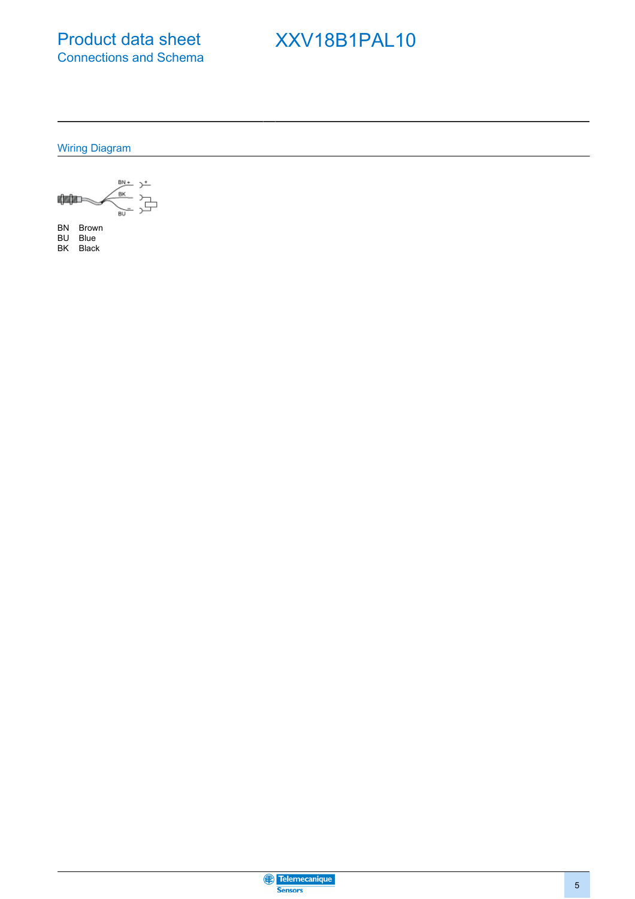# Product data sheet
## Connections and Schema

# XXV18B1PAL10

### Wiring Diagram

BN Brown
BU Blue
BK Black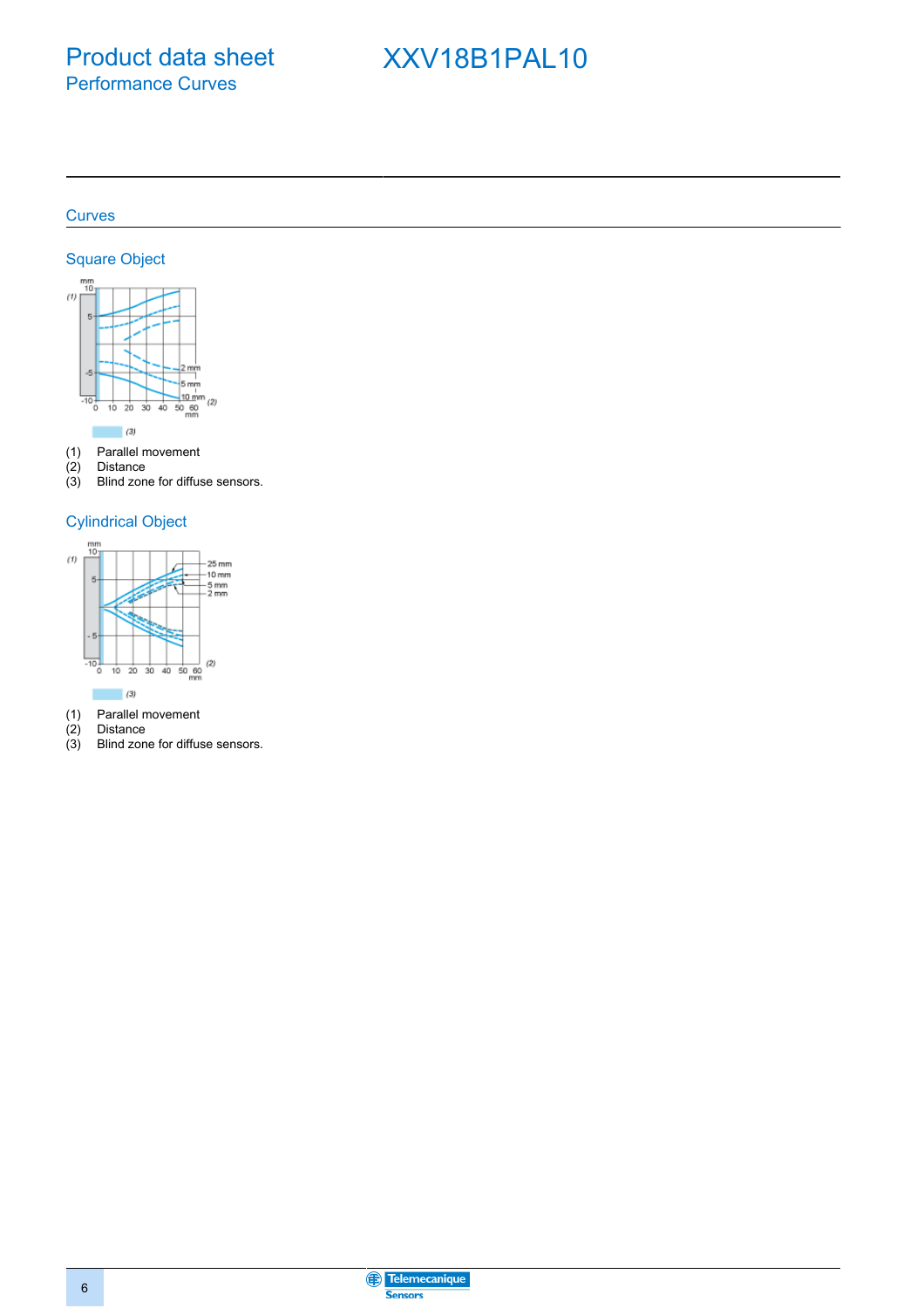# Product data sheet
## Performance Curves

# XXV18B1PAL10

## Curves

### Square Object

mm
10
(1)
5
-5
-10
0 10 20 30 40 50 60
mm
2 mm
5 mm
10 mm
(2)
(3)

(1) Parallel movement
(2) Distance
(3) Blind zone for diffuse sensors.

### Cylindrical Object

mm
10
(1)
5
-5
-10
0 10 20 30 40 50 60
mm
25 mm
10 mm
5 mm
2 mm
(2)
(3)

(1) Parallel movement
(2) Distance
(3) Blind zone for diffuse sensors.